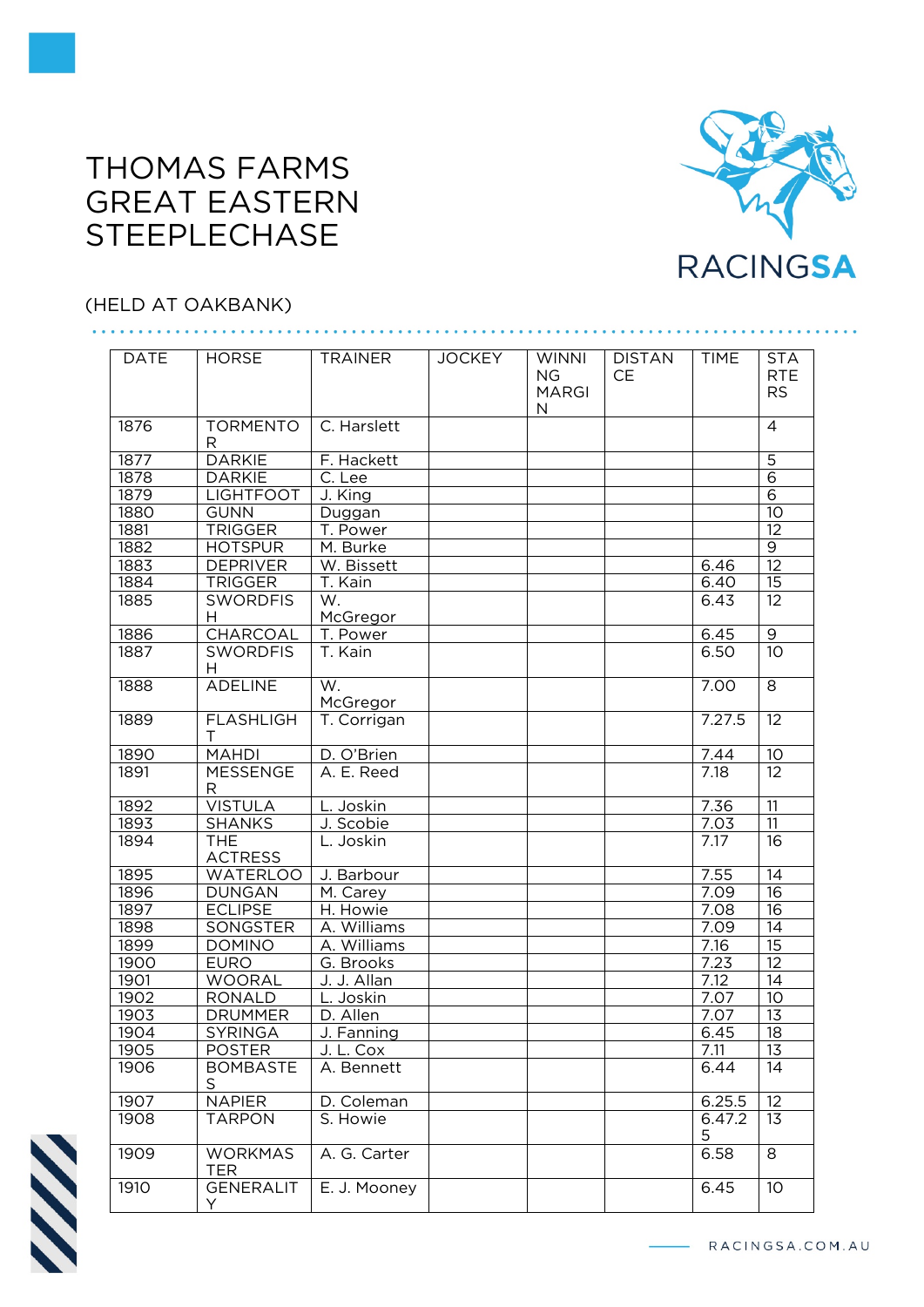# THOMAS FARMS GREAT EASTERN STEEPLECHASE

(HELD AT OAKBANK)

| DATE | HORSE | TRAINER | JOCKEY | WINNING MARGIN | DISTANCE | TIME | STARTERS |
|---|---|---|---|---|---|---|---|
| 1876 | TORMENTOR | C. Harslett | | | | | 4 |
| 1877 | DARKIE | F. Hackett | | | | | 5 |
| 1878 | DARKIE | C. Lee | | | | | 6 |
| 1879 | LIGHTFOOT | J. King | | | | | 6 |
| 1880 | GUNN | Duggan | | | | | 10 |
| 1881 | TRIGGER | T. Power | | | | | 12 |
| 1882 | HOTSPUR | M. Burke | | | | | 9 |
| 1883 | DEPRIVER | W. Bissett | | | | 6.46 | 12 |
| 1884 | TRIGGER | T. Kain | | | | 6.40 | 15 |
| 1885 | SWORDFISH | W. McGregor | | | | 6.43 | 12 |
| 1886 | CHARCOAL | T. Power | | | | 6.45 | 9 |
| 1887 | SWORDFISH | T. Kain | | | | 6.50 | 10 |
| 1888 | ADELINE | W. McGregor | | | | 7.00 | 8 |
| 1889 | FLASHLIGHT | T. Corrigan | | | | 7.27.5 | 12 |
| 1890 | MAHDI | D. O'Brien | | | | 7.44 | 10 |
| 1891 | MESSENGER | A. E. Reed | | | | 7.18 | 12 |
| 1892 | VISTULA | L. Joskin | | | | 7.36 | 11 |
| 1893 | SHANKS | J. Scobie | | | | 7.03 | 11 |
| 1894 | THE ACTRESS | L. Joskin | | | | 7.17 | 16 |
| 1895 | WATERLOO | J. Barbour | | | | 7.55 | 14 |
| 1896 | DUNGAN | M. Carey | | | | 7.09 | 16 |
| 1897 | ECLIPSE | H. Howie | | | | 7.08 | 16 |
| 1898 | SONGSTER | A. Williams | | | | 7.09 | 14 |
| 1899 | DOMINO | A. Williams | | | | 7.16 | 15 |
| 1900 | EURO | G. Brooks | | | | 7.23 | 12 |
| 1901 | WOORAL | J. J. Allan | | | | 7.12 | 14 |
| 1902 | RONALD | L. Joskin | | | | 7.07 | 10 |
| 1903 | DRUMMER | D. Allen | | | | 7.07 | 13 |
| 1904 | SYRINGA | J. Fanning | | | | 6.45 | 18 |
| 1905 | POSTER | J. L. Cox | | | | 7.11 | 13 |
| 1906 | BOMBASTES | A. Bennett | | | | 6.44 | 14 |
| 1907 | NAPIER | D. Coleman | | | | 6.25.5 | 12 |
| 1908 | TARPON | S. Howie | | | | 6.47.25 | 13 |
| 1909 | WORKMASTER | A. G. Carter | | | | 6.58 | 8 |
| 1910 | GENERALITY | E. J. Mooney | | | | 6.45 | 10 |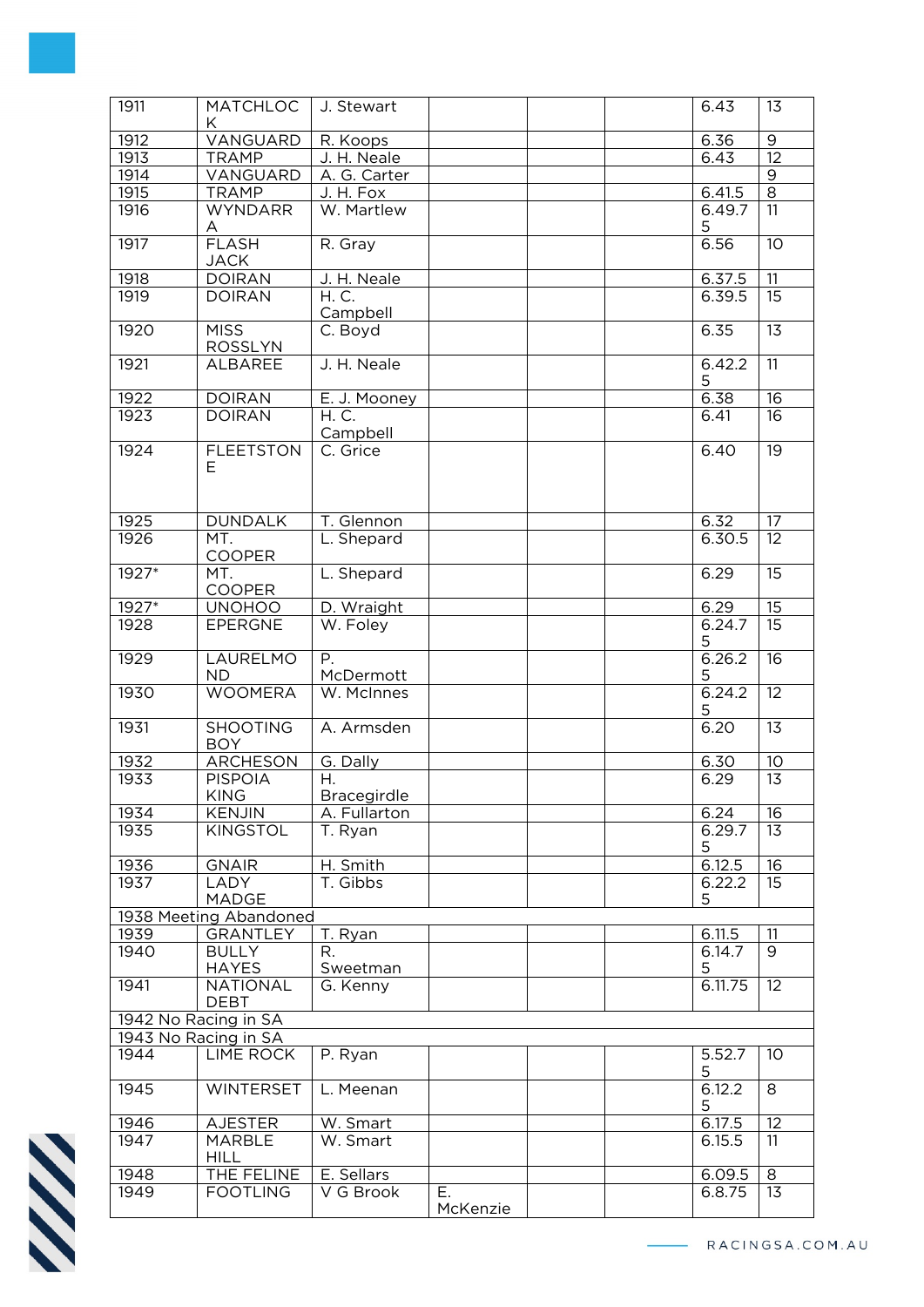| | | | | | | | |
|---|---|---|---|---|---|---|---|
| 1911 | MATCHLOCK | J. Stewart | | | | 6.43 | 13 |
| 1912 | VANGUARD | R. Koops | | | | 6.36 | 9 |
| 1913 | TRAMP | J. H. Neale | | | | 6.43 | 12 |
| 1914 | VANGUARD | A. G. Carter | | | | | 9 |
| 1915 | TRAMP | J. H. Fox | | | | 6.41.5 | 8 |
| 1916 | WYNDARRA | W. Martlew | | | | 6.49.75 | 11 |
| 1917 | FLASH JACK | R. Gray | | | | 6.56 | 10 |
| 1918 | DOIRAN | J. H. Neale | | | | 6.37.5 | 11 |
| 1919 | DOIRAN | H. C. Campbell | | | | 6.39.5 | 15 |
| 1920 | MISS ROSSLYN | C. Boyd | | | | 6.35 | 13 |
| 1921 | ALBAREE | J. H. Neale | | | | 6.42.25 | 11 |
| 1922 | DOIRAN | E. J. Mooney | | | | 6.38 | 16 |
| 1923 | DOIRAN | H. C. Campbell | | | | 6.41 | 16 |
| 1924 | FLEETSTONE | C. Grice | | | | 6.40 | 19 |
| 1925 | DUNDALK | T. Glennon | | | | 6.32 | 17 |
| 1926 | MT. COOPER | L. Shepard | | | | 6.30.5 | 12 |
| 1927* | MT. COOPER | L. Shepard | | | | 6.29 | 15 |
| 1927* | UNOHOO | D. Wraight | | | | 6.29 | 15 |
| 1928 | EPERGNE | W. Foley | | | | 6.24.75 | 15 |
| 1929 | LAURELMOND | P. McDermott | | | | 6.26.25 | 16 |
| 1930 | WOOMERA | W. McInnes | | | | 6.24.25 | 12 |
| 1931 | SHOOTING BOY | A. Armsden | | | | 6.20 | 13 |
| 1932 | ARCHESON | G. Dally | | | | 6.30 | 10 |
| 1933 | PISPOIA KING | H. Bracegirdle | | | | 6.29 | 13 |
| 1934 | KENJIN | A. Fullarton | | | | 6.24 | 16 |
| 1935 | KINGSTOL | T. Ryan | | | | 6.29.75 | 13 |
| 1936 | GNAIR | H. Smith | | | | 6.12.5 | 16 |
| 1937 | LADY MADGE | T. Gibbs | | | | 6.22.25 | 15 |
| 1938 Meeting Abandoned | | | | | | | |
| 1939 | GRANTLEY | T. Ryan | | | | 6.11.5 | 11 |
| 1940 | BULLY HAYES | R. Sweetman | | | | 6.14.75 | 9 |
| 1941 | NATIONAL DEBT | G. Kenny | | | | 6.11.75 | 12 |
| 1942 No Racing in SA | | | | | | | |
| 1943 No Racing in SA | | | | | | | |
| 1944 | LIME ROCK | P. Ryan | | | | 5.52.75 | 10 |
| 1945 | WINTERSET | L. Meenan | | | | 6.12.25 | 8 |
| 1946 | AJESTER | W. Smart | | | | 6.17.5 | 12 |
| 1947 | MARBLE HILL | W. Smart | | | | 6.15.5 | 11 |
| 1948 | THE FELINE | E. Sellars | | | | 6.09.5 | 8 |
| 1949 | FOOTLING | V G Brook | E. McKenzie | | | 6.8.75 | 13 |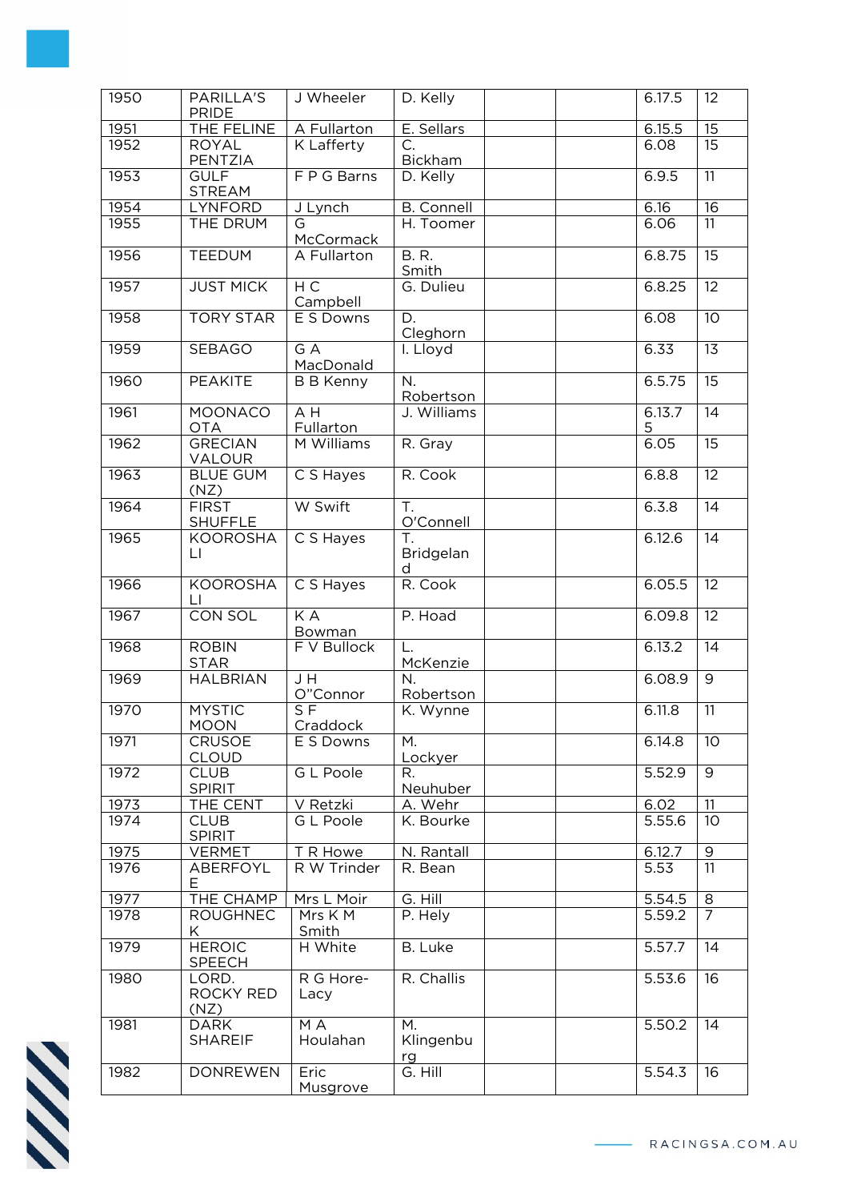| 1950 | PARILLA'S PRIDE | J Wheeler | D. Kelly | | | 6.17.5 | 12 |
|---|---|---|---|---|---|---|---|
| 1951 | THE FELINE | A Fullarton | E. Sellars | | | 6.15.5 | 15 |
| 1952 | ROYAL PENTZIA | K Lafferty | C. Bickham | | | 6.08 | 15 |
| 1953 | GULF STREAM | F P G Barns | D. Kelly | | | 6.9.5 | 11 |
| 1954 | LYNFORD | J Lynch | B. Connell | | | 6.16 | 16 |
| 1955 | THE DRUM | G McCormack | H. Toomer | | | 6.06 | 11 |
| 1956 | TEEDUM | A Fullarton | B. R. Smith | | | 6.8.75 | 15 |
| 1957 | JUST MICK | H C Campbell | G. Dulieu | | | 6.8.25 | 12 |
| 1958 | TORY STAR | E S Downs | D. Cleghorn | | | 6.08 | 10 |
| 1959 | SEBAGO | G A MacDonald | I. Lloyd | | | 6.33 | 13 |
| 1960 | PEAKITE | B B Kenny | N. Robertson | | | 6.5.75 | 15 |
| 1961 | MOONACO OTA | A H Fullarton | J. Williams | | | 6.13.75 | 14 |
| 1962 | GRECIAN VALOUR | M Williams | R. Gray | | | 6.05 | 15 |
| 1963 | BLUE GUM (NZ) | C S Hayes | R. Cook | | | 6.8.8 | 12 |
| 1964 | FIRST SHUFFLE | W Swift | T. O'Connell | | | 6.3.8 | 14 |
| 1965 | KOOROSHA LI | C S Hayes | T. Bridgeland | | | 6.12.6 | 14 |
| 1966 | KOOROSHA LI | C S Hayes | R. Cook | | | 6.05.5 | 12 |
| 1967 | CON SOL | K A Bowman | P. Hoad | | | 6.09.8 | 12 |
| 1968 | ROBIN STAR | F V Bullock | L. McKenzie | | | 6.13.2 | 14 |
| 1969 | HALBRIAN | J H O"Connor | N. Robertson | | | 6.08.9 | 9 |
| 1970 | MYSTIC MOON | S F Craddock | K. Wynne | | | 6.11.8 | 11 |
| 1971 | CRUSOE CLOUD | E S Downs | M. Lockyer | | | 6.14.8 | 10 |
| 1972 | CLUB SPIRIT | G L Poole | R. Neuhuber | | | 5.52.9 | 9 |
| 1973 | THE CENT | V Retzki | A. Wehr | | | 6.02 | 11 |
| 1974 | CLUB SPIRIT | G L Poole | K. Bourke | | | 5.55.6 | 10 |
| 1975 | VERMET | T R Howe | N. Rantall | | | 6.12.7 | 9 |
| 1976 | ABERFOYLE | R W Trinder | R. Bean | | | 5.53 | 11 |
| 1977 | THE CHAMP | Mrs L Moir | G. Hill | | | 5.54.5 | 8 |
| 1978 | ROUGHNECK | Mrs K M Smith | P. Hely | | | 5.59.2 | 7 |
| 1979 | HEROIC SPEECH | H White | B. Luke | | | 5.57.7 | 14 |
| 1980 | LORD. ROCKY RED (NZ) | R G Hore-Lacy | R. Challis | | | 5.53.6 | 16 |
| 1981 | DARK SHAREIF | M A Houlahan | M. Klingenburg | | | 5.50.2 | 14 |
| 1982 | DONREWEN | Eric Musgrove | G. Hill | | | 5.54.3 | 16 |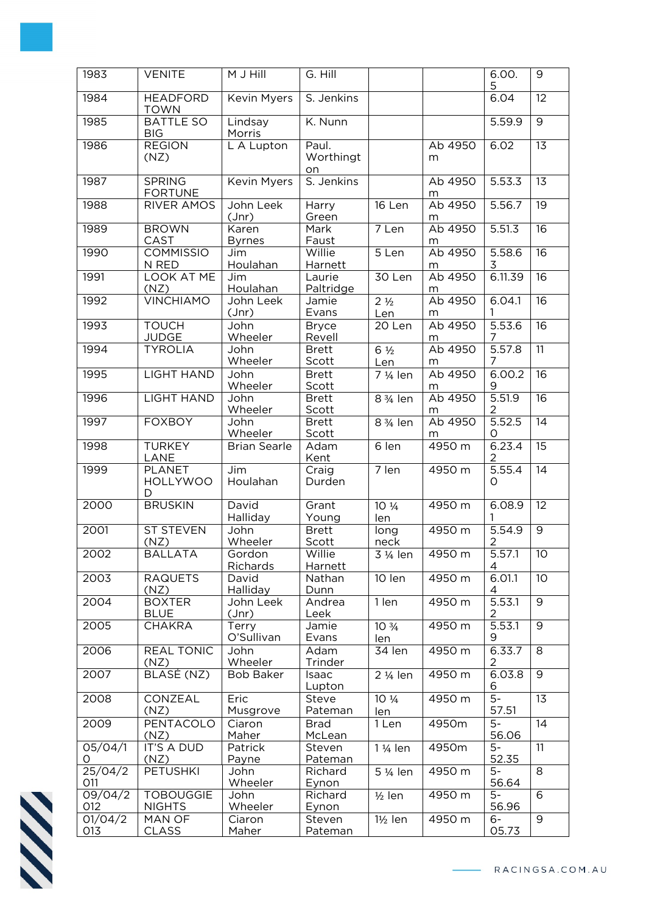| 1983 | VENITE | M J Hill | G. Hill | | | 6.00.5 | 9 |
|---|---|---|---|---|---|---|---|
| 1984 | HEADFORD TOWN | Kevin Myers | S. Jenkins | | | 6.04 | 12 |
| 1985 | BATTLE SO BIG | Lindsay Morris | K. Nunn | | | 5.59.9 | 9 |
| 1986 | REGION (NZ) | L A Lupton | Paul. Worthington | | Ab 4950 m | 6.02 | 13 |
| 1987 | SPRING FORTUNE | Kevin Myers | S. Jenkins | | Ab 4950 m | 5.53.3 | 13 |
| 1988 | RIVER AMOS | John Leek (Jnr) | Harry Green | 16 Len | Ab 4950 m | 5.56.7 | 19 |
| 1989 | BROWN CAST | Karen Byrnes | Mark Faust | 7 Len | Ab 4950 m | 5.51.3 | 16 |
| 1990 | COMMISSION RED | Jim Houlahan | Willie Harnett | 5 Len | Ab 4950 m | 5.58.63 | 16 |
| 1991 | LOOK AT ME (NZ) | Jim Houlahan | Laurie Paltridge | 30 Len | Ab 4950 m | 6.11.39 | 16 |
| 1992 | VINCHIAMO | John Leek (Jnr) | Jamie Evans | 2 ½ Len | Ab 4950 m | 6.04.11 | 16 |
| 1993 | TOUCH JUDGE | John Wheeler | Bryce Revell | 20 Len | Ab 4950 m | 5.53.67 | 16 |
| 1994 | TYROLIA | John Wheeler | Brett Scott | 6 ½ Len | Ab 4950 m | 5.57.87 | 11 |
| 1995 | LIGHT HAND | John Wheeler | Brett Scott | 7 ¼ len | Ab 4950 m | 6.00.29 | 16 |
| 1996 | LIGHT HAND | John Wheeler | Brett Scott | 8 ¾ len | Ab 4950 m | 5.51.92 | 16 |
| 1997 | FOXBOY | John Wheeler | Brett Scott | 8 ¾ len | Ab 4950 m | 5.52.50 | 14 |
| 1998 | TURKEY LANE | Brian Searle | Adam Kent | 6 len | 4950 m | 6.23.42 | 15 |
| 1999 | PLANET HOLLYWOOD | Jim Houlahan | Craig Durden | 7 len | 4950 m | 5.55.40 | 14 |
| 2000 | BRUSKIN | David Halliday | Grant Young | 10 ¼ len | 4950 m | 6.08.91 | 12 |
| 2001 | ST STEVEN (NZ) | John Wheeler | Brett Scott | long neck | 4950 m | 5.54.92 | 9 |
| 2002 | BALLATA | Gordon Richards | Willie Harnett | 3 ¼ len | 4950 m | 5.57.14 | 10 |
| 2003 | RAQUETS (NZ) | David Halliday | Nathan Dunn | 10 len | 4950 m | 6.01.14 | 10 |
| 2004 | BOXTER BLUE | John Leek (Jnr) | Andrea Leek | 1 len | 4950 m | 5.53.12 | 9 |
| 2005 | CHAKRA | Terry O'Sullivan | Jamie Evans | 10 ¾ len | 4950 m | 5.53.19 | 9 |
| 2006 | REAL TONIC (NZ) | John Wheeler | Adam Trinder | 34 len | 4950 m | 6.33.72 | 8 |
| 2007 | BLASÉ (NZ) | Bob Baker | Isaac Lupton | 2 ¼ len | 4950 m | 6.03.86 | 9 |
| 2008 | CONZEAL (NZ) | Eric Musgrove | Steve Pateman | 10 ¼ len | 4950 m | 5-57.51 | 13 |
| 2009 | PENTACOLO (NZ) | Ciaron Maher | Brad McLean | 1 Len | 4950m | 5-56.06 | 14 |
| 05/04/10 | IT'S A DUD (NZ) | Patrick Payne | Steven Pateman | 1 ¼ len | 4950m | 5-52.35 | 11 |
| 25/04/2011 | PETUSHKI | John Wheeler | Richard Eynon | 5 ¼ len | 4950 m | 5-56.64 | 8 |
| 09/04/2012 | TOBOUGGIE NIGHTS | John Wheeler | Richard Eynon | ½ len | 4950 m | 5-56.96 | 6 |
| 01/04/2013 | MAN OF CLASS | Ciaron Maher | Steven Pateman | 1½ len | 4950 m | 6-05.73 | 9 |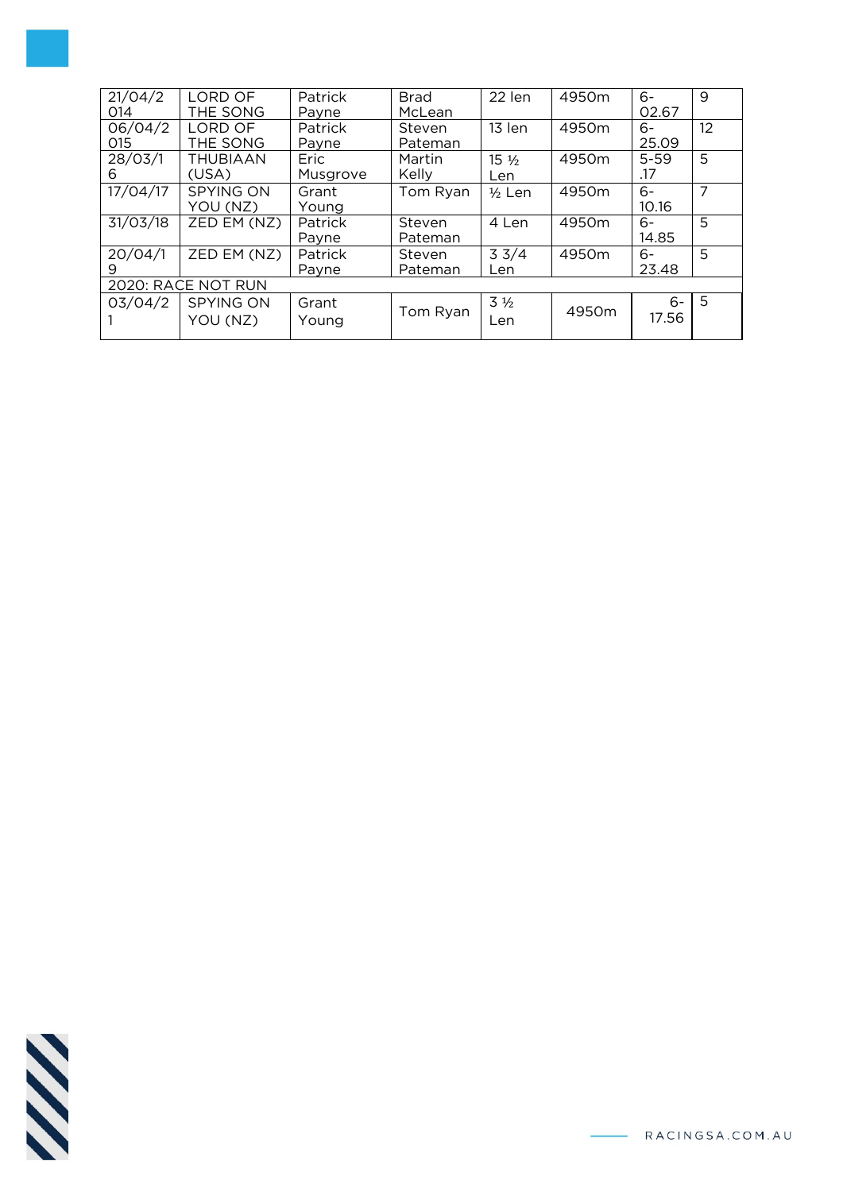| | | | | | | | |
|---|---|---|---|---|---|---|---|
| 21/04/2014 | LORD OF THE SONG | Patrick Payne | Brad McLean | 22 len | 4950m | 6-02.67 | 9 |
| 06/04/2015 | LORD OF THE SONG | Patrick Payne | Steven Pateman | 13 len | 4950m | 6-25.09 | 12 |
| 28/03/16 | THUBIAAN (USA) | Eric Musgrove | Martin Kelly | 15 ½ Len | 4950m | 5-59.17 | 5 |
| 17/04/17 | SPYING ON YOU (NZ) | Grant Young | Tom Ryan | ½ Len | 4950m | 6-10.16 | 7 |
| 31/03/18 | ZED EM (NZ) | Patrick Payne | Steven Pateman | 4 Len | 4950m | 6-14.85 | 5 |
| 20/04/19 | ZED EM (NZ) | Patrick Payne | Steven Pateman | 3 3/4 Len | 4950m | 6-23.48 | 5 |
| 2020: RACE NOT RUN | | | | | | | |
| 03/04/21 | SPYING ON YOU (NZ) | Grant Young | Tom Ryan | 3 ½ Len | 4950m | 6-17.56 | 5 |